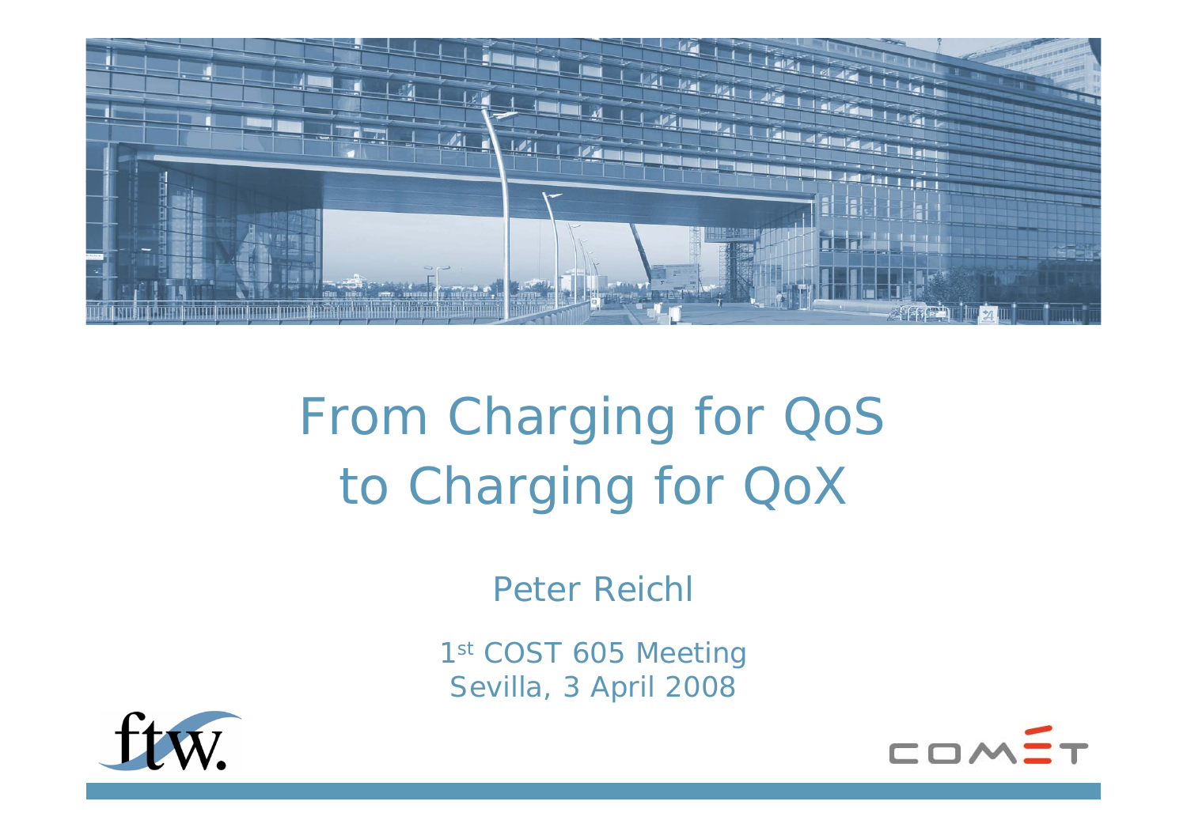# From Charging for QoS to Charging for QoX

Peter Reichl

1st COST 605 Meeting
Sevilla, 3 April 2008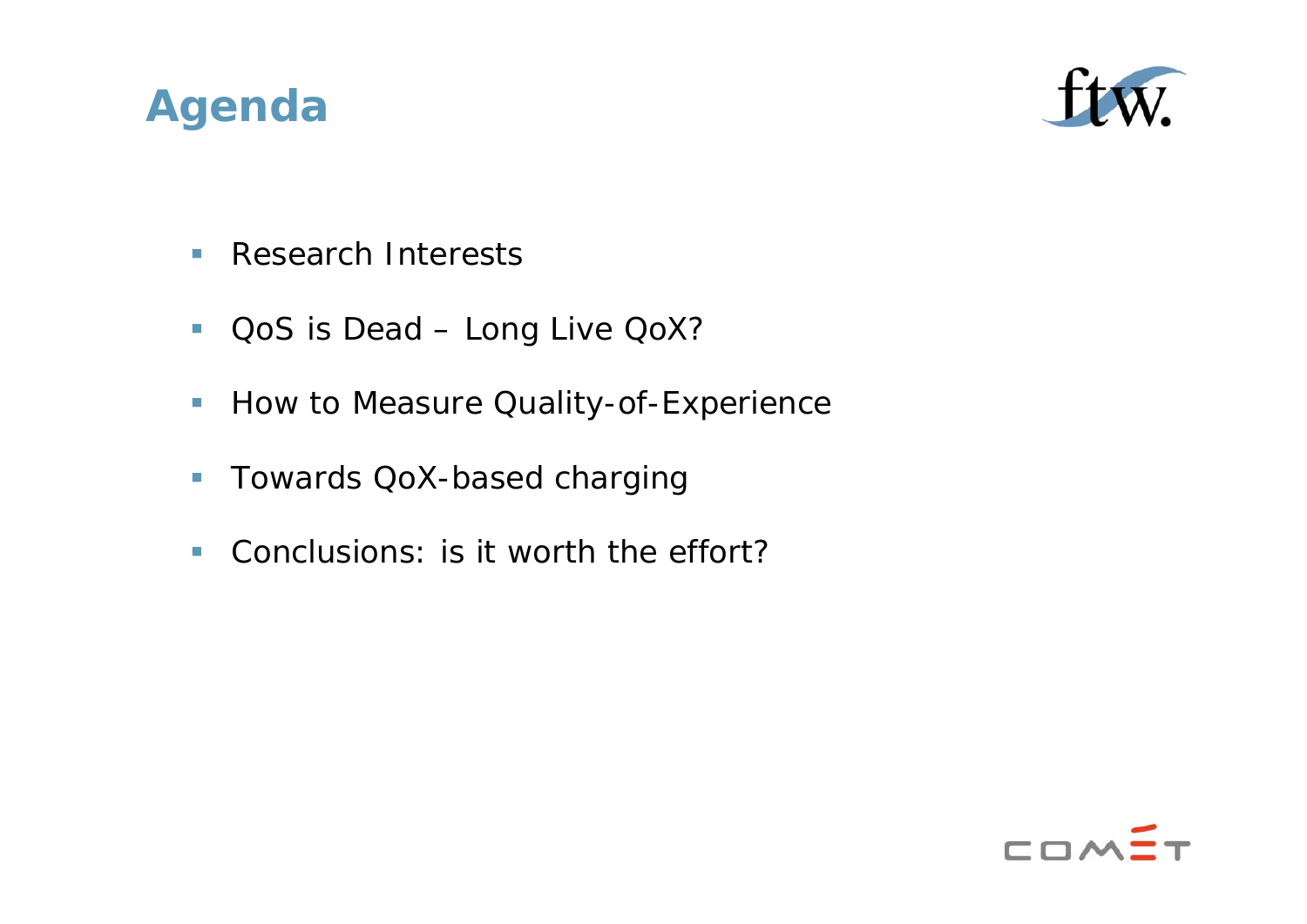# Agenda

- Research Interests
- QoS is Dead – Long Live QoX?
- How to Measure Quality-of-Experience
- Towards QoX-based charging
- Conclusions: is it worth the effort?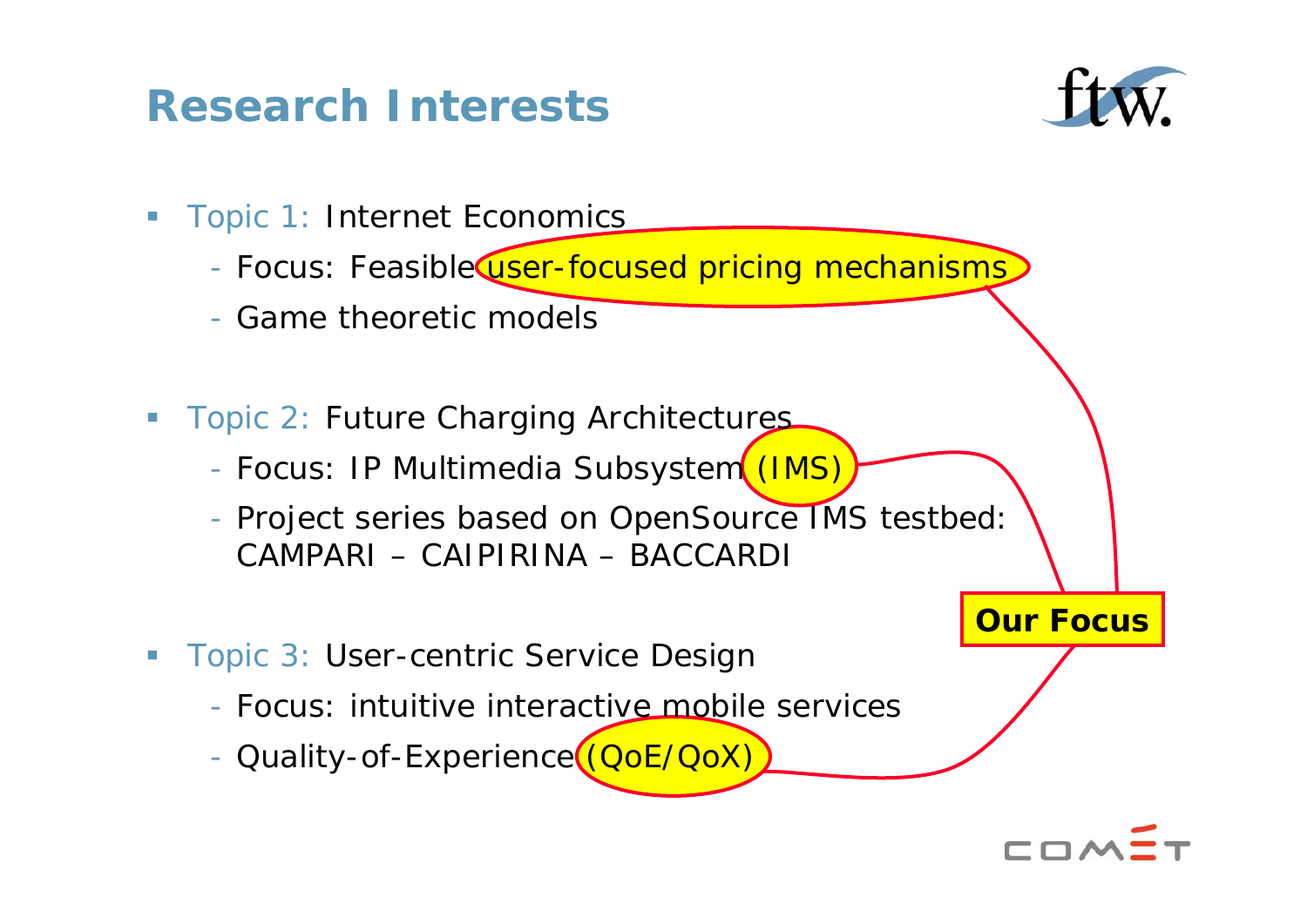# Research Interests

- Topic 1: Internet Economics
  - Focus: Feasible user-focused pricing mechanisms
  - Game theoretic models
- Topic 2: Future Charging Architectures
  - Focus: IP Multimedia Subsystem (IMS)
  - Project series based on OpenSource IMS testbed: CAMPARI – CAIPIRINA – BACCARDI
- Topic 3: User-centric Service Design
  - Focus: intuitive interactive mobile services
  - Quality-of-Experience (QoE/QoX)

**Our Focus**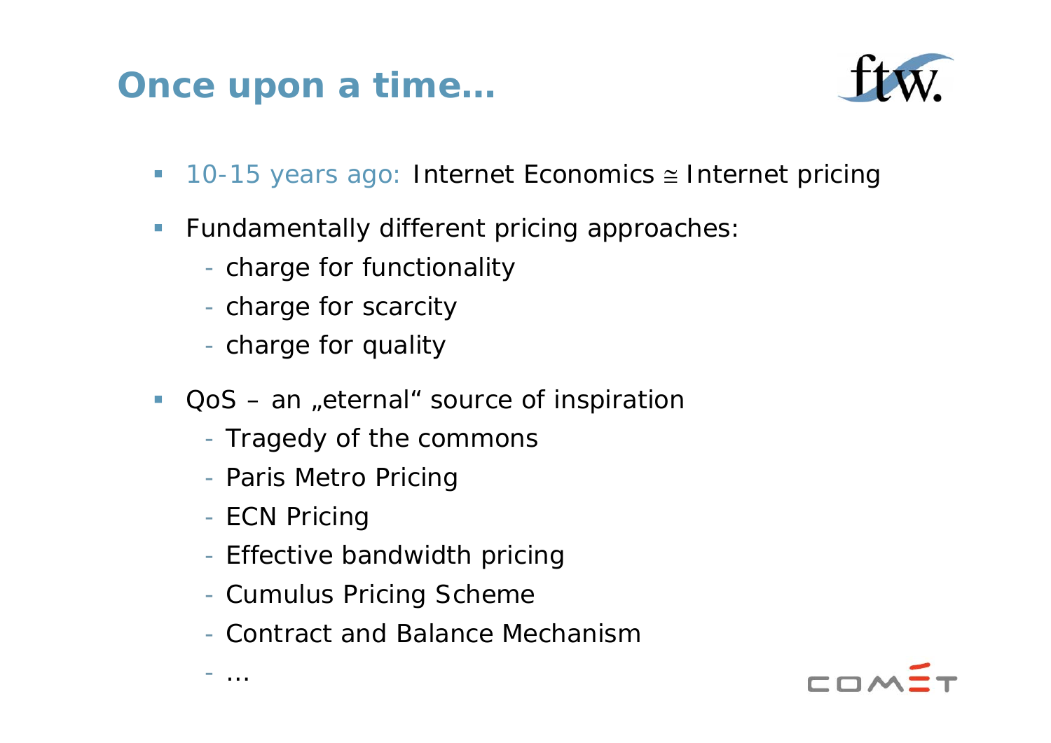# Once upon a time…

- 10-15 years ago: Internet Economics ≅ Internet pricing
- Fundamentally different pricing approaches:
  - charge for functionality
  - charge for scarcity
  - charge for quality
- QoS – an „eternal" source of inspiration
  - Tragedy of the commons
  - Paris Metro Pricing
  - ECN Pricing
  - Effective bandwidth pricing
  - Cumulus Pricing Scheme
  - Contract and Balance Mechanism
  - …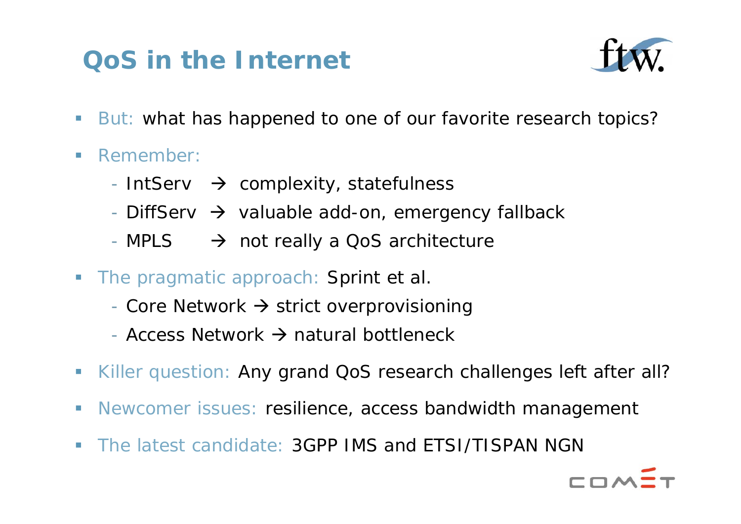# QoS in the Internet

- But: what has happened to one of our favorite research topics?
- Remember:
  - IntServ → complexity, statefulness
  - DiffServ → valuable add-on, emergency fallback
  - MPLS → not really a QoS architecture
- The pragmatic approach: Sprint et al.
  - Core Network → strict overprovisioning
  - Access Network → natural bottleneck
- Killer question: Any grand QoS research challenges left after all?
- Newcomer issues: resilience, access bandwidth management
- The latest candidate: 3GPP IMS and ETSI/TISPAN NGN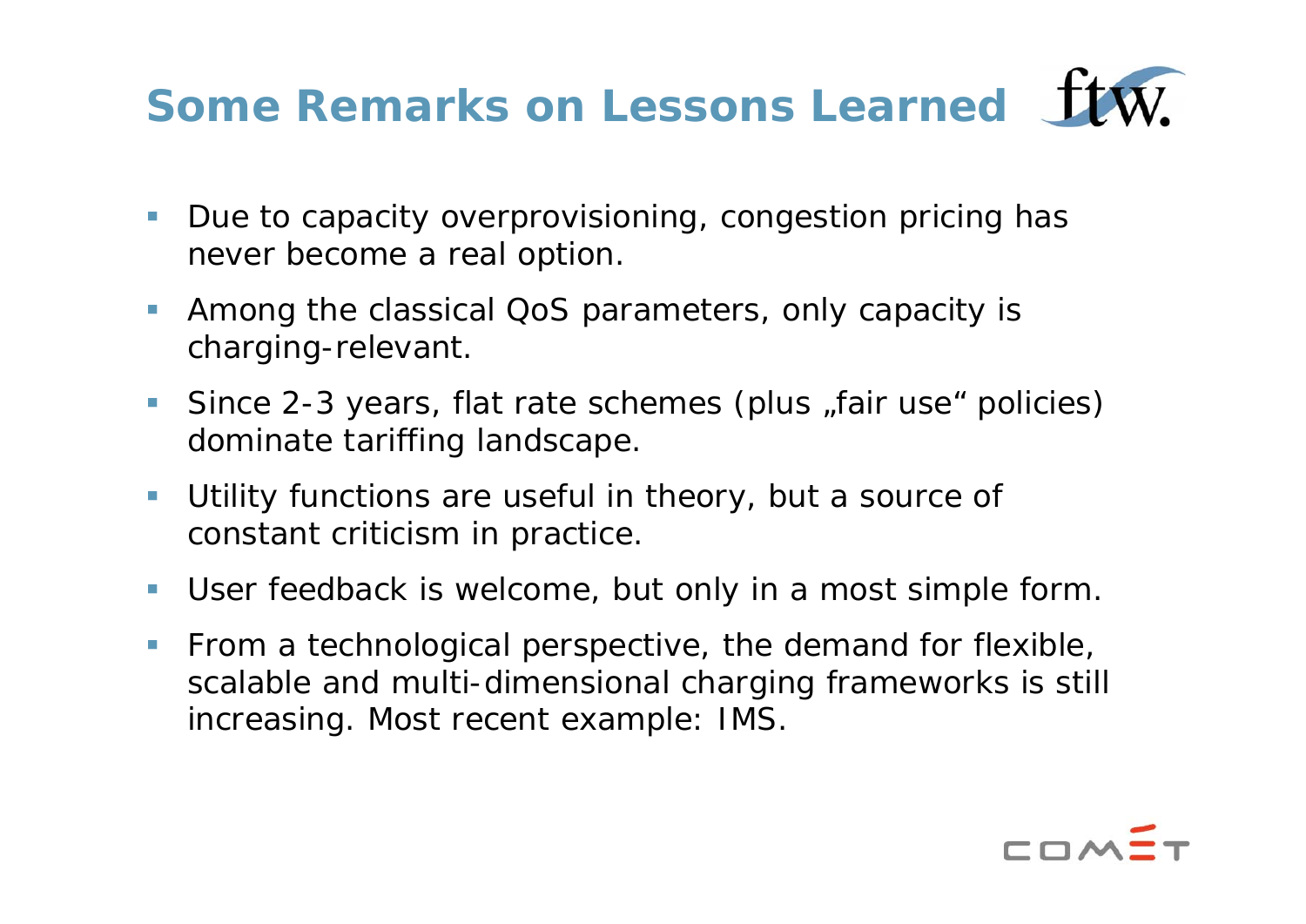# Some Remarks on Lessons Learned

- Due to capacity overprovisioning, congestion pricing has never become a real option.
- Among the classical QoS parameters, only capacity is charging-relevant.
- Since 2-3 years, flat rate schemes (plus „fair use" policies) dominate tariffing landscape.
- Utility functions are useful in theory, but a source of constant criticism in practice.
- User feedback is welcome, but only in a most simple form.
- From a technological perspective, the demand for flexible, scalable and multi-dimensional charging frameworks is still increasing. Most recent example: IMS.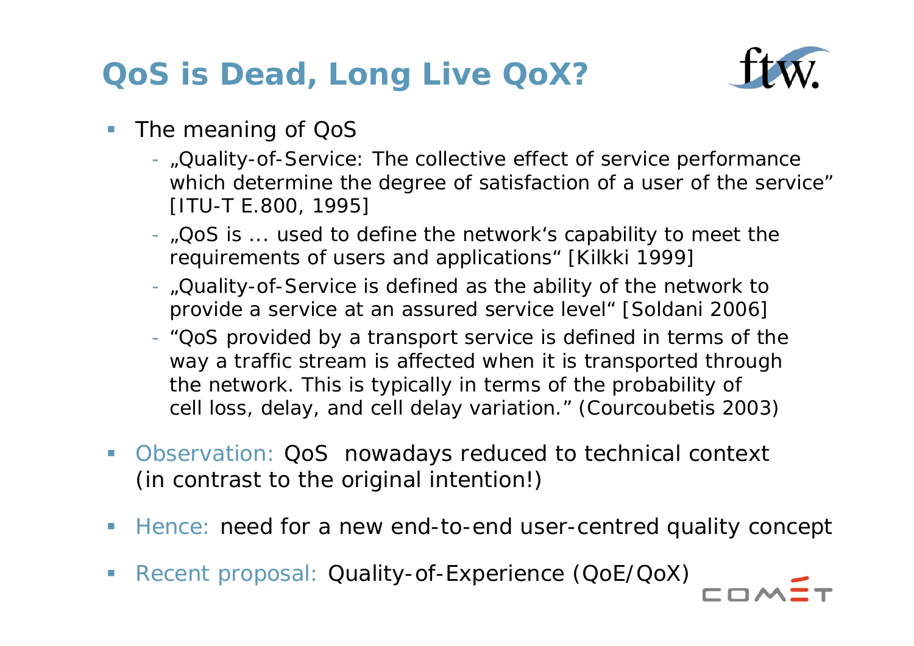# QoS is Dead, Long Live QoX?

- The meaning of QoS
  - „Quality-of-Service: The collective effect of service performance which determine the degree of satisfaction of a user of the service" [ITU-T E.800, 1995]
  - „QoS is … used to define the network's capability to meet the requirements of users and applications" [Kilkki 1999]
  - „Quality-of-Service is defined as the ability of the network to provide a service at an assured service level" [Soldani 2006]
  - "QoS provided by a transport service is defined in terms of the way a traffic stream is affected when it is transported through the network. This is typically in terms of the probability of cell loss, delay, and cell delay variation." (Courcoubetis 2003)
- Observation: QoS nowadays reduced to technical context (in contrast to the original intention!)
- Hence: need for a new end-to-end user-centred quality concept
- Recent proposal: Quality-of-Experience (QoE/QoX)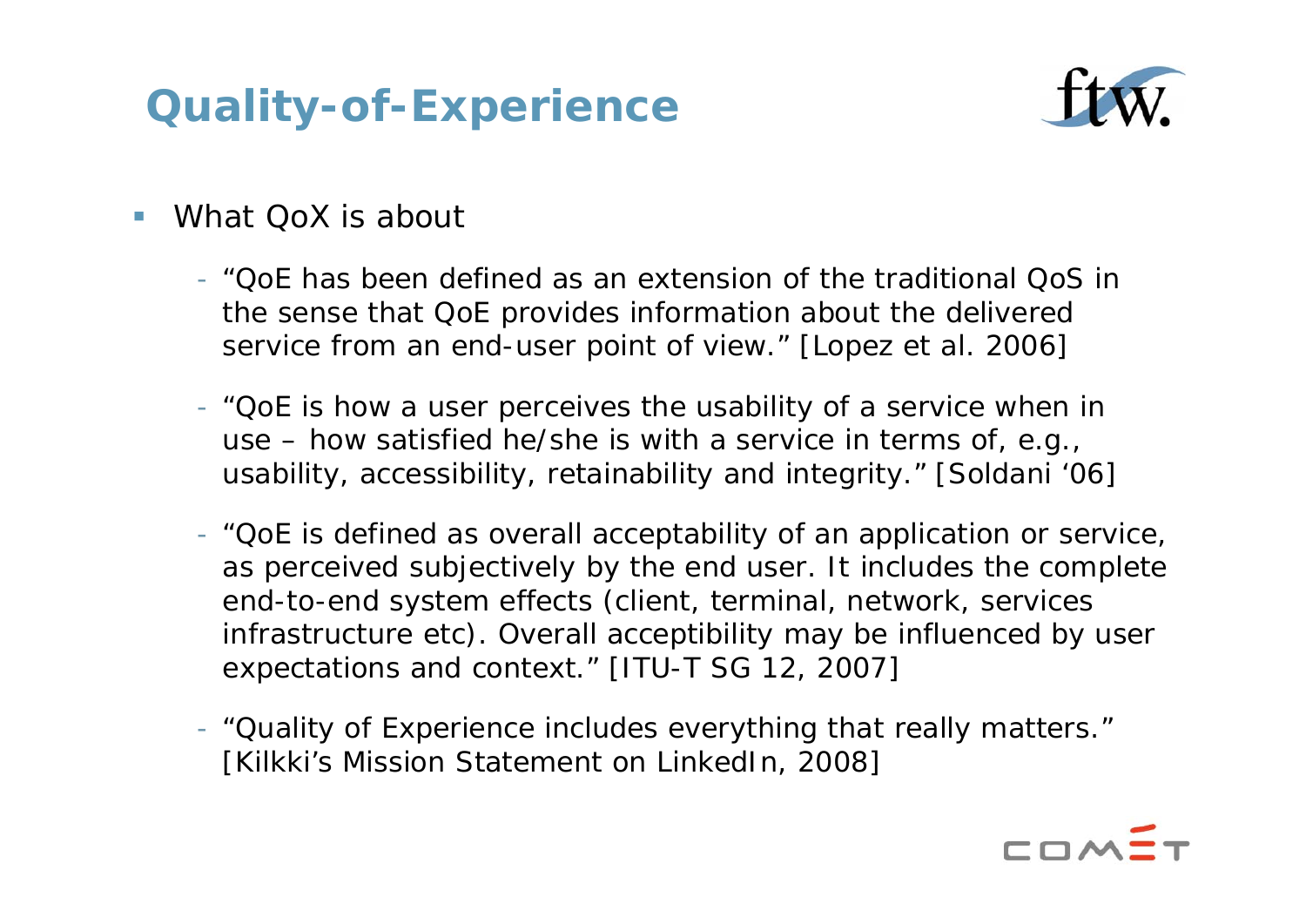# Quality-of-Experience

- What QoX is about
  - "QoE has been defined as an extension of the traditional QoS in the sense that QoE provides information about the delivered service from an end-user point of view." [Lopez et al. 2006]
  - "QoE is how a user perceives the usability of a service when in use – how satisfied he/she is with a service in terms of, e.g., usability, accessibility, retainability and integrity." [Soldani '06]
  - "QoE is defined as overall acceptability of an application or service, as perceived subjectively by the end user. It includes the complete end-to-end system effects (client, terminal, network, services infrastructure etc). Overall acceptibility may be influenced by user expectations and context." [ITU-T SG 12, 2007]
  - "Quality of Experience includes everything that really matters." [Kilkki's Mission Statement on LinkedIn, 2008]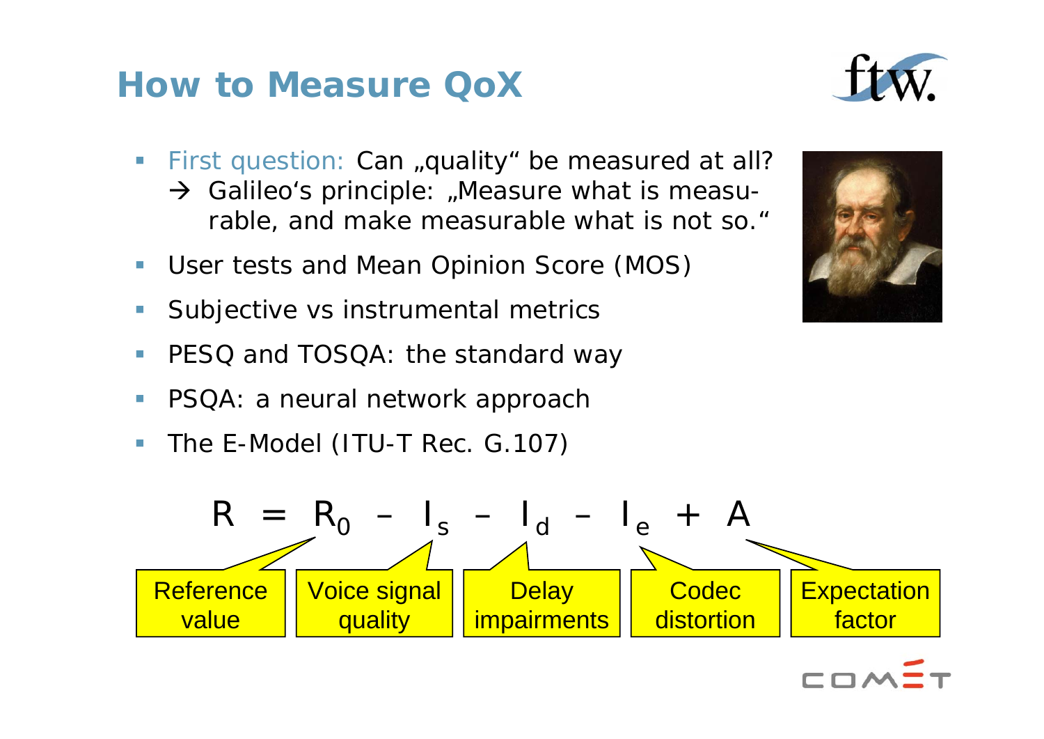# How to Measure QoX

- First question: Can „quality" be measured at all?
  → Galileo's principle: „Measure what is measurable, and make measurable what is not so."
- User tests and Mean Opinion Score (MOS)
- Subjective vs instrumental metrics
- PESQ and TOSQA: the standard way
- PSQA: a neural network approach
- The E-Model (ITU-T Rec. G.107)

$$R = R_0 - I_s - I_d - I_e + A$$

- $R_0$: Reference value
- $I_s$: Voice signal quality
- $I_d$: Delay impairments
- $I_e$: Codec distortion
- $A$: Expectation factor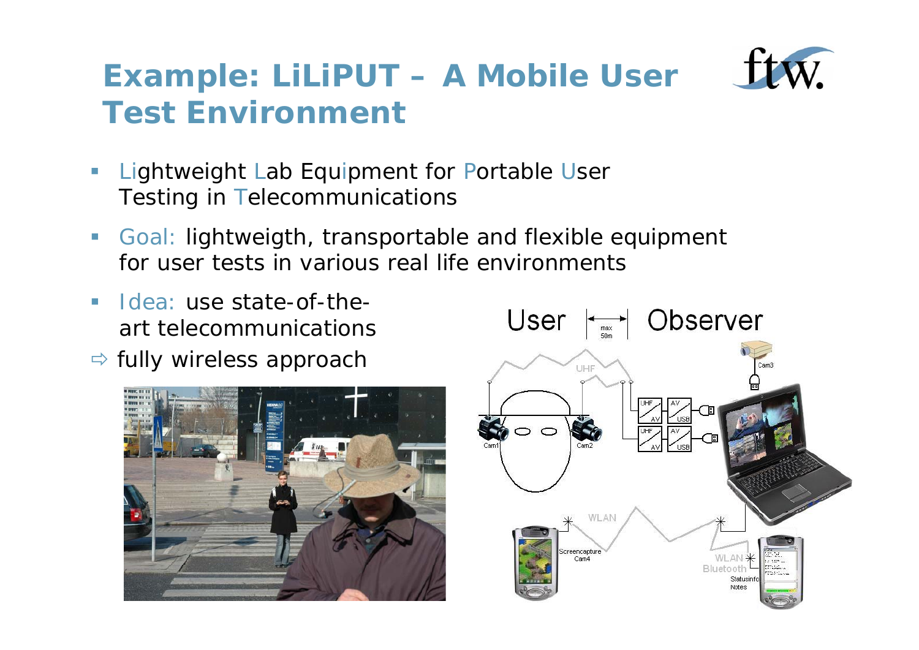# Example: LiLiPUT – A Mobile User Test Environment

- Lightweight Lab Equipment for Portable User Testing in Telecommunications
- Goal: lightweigth, transportable and flexible equipment for user tests in various real life environments
- Idea: use state-of-the-art telecommunications

⇨ fully wireless approach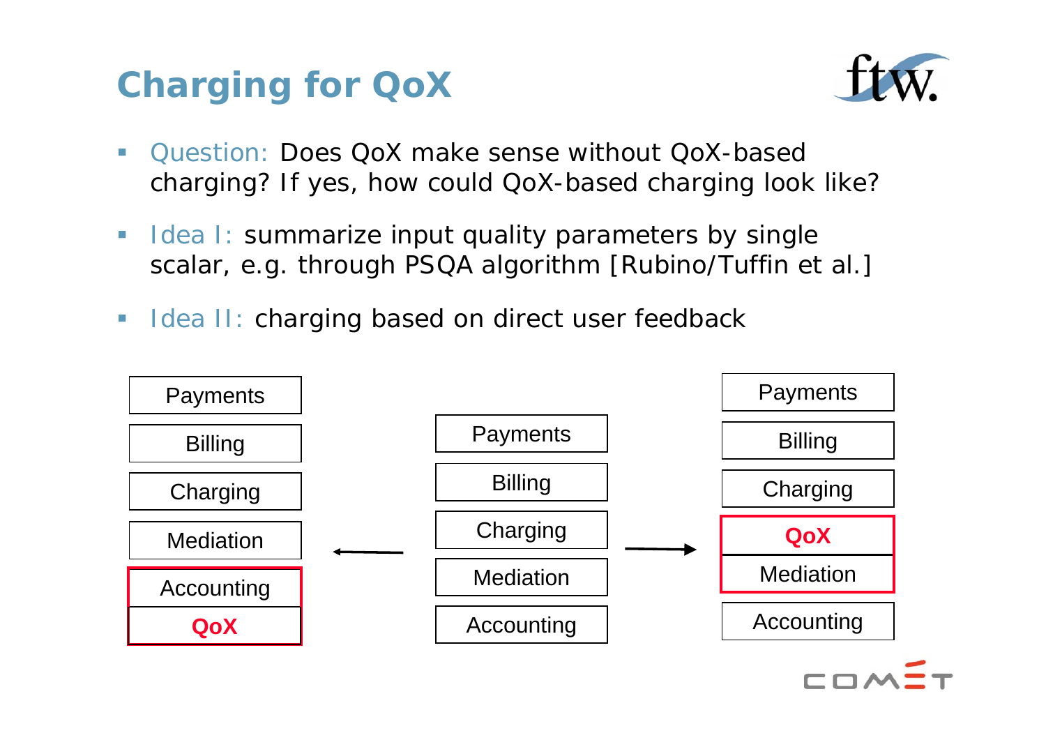# Charging for QoX

- Question: Does QoX make sense without QoX-based charging? If yes, how could QoX-based charging look like?
- Idea I: summarize input quality parameters by single scalar, e.g. through PSQA algorithm [Rubino/Tuffin et al.]
- Idea II: charging based on direct user feedback

| Left stack | | Center stack | | Right stack |
|---|---|---|---|---|
| Payments | | Payments | | Payments |
| Billing | | Billing | | Billing |
| Charging | ← | Charging | → | Charging |
| Mediation | | Mediation | | **QoX** |
| Accounting | | Accounting | | Mediation |
| **QoX** | | | | Accounting |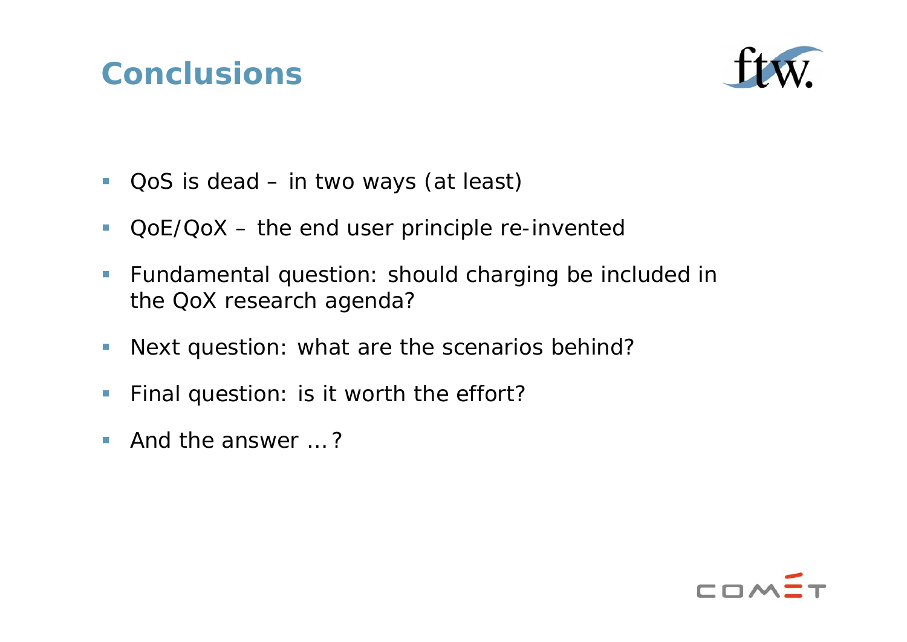# Conclusions

- QoS is dead – in two ways (at least)
- QoE/QoX – the end user principle re-invented
- Fundamental question: should charging be included in the QoX research agenda?
- Next question: what are the scenarios behind?
- Final question: is it worth the effort?
- And the answer …?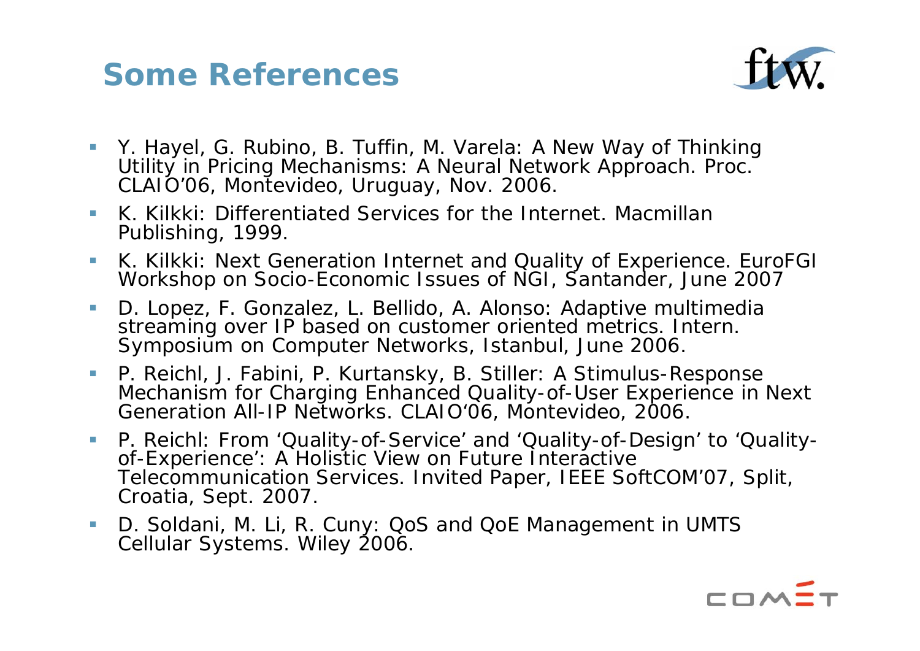# Some References

- Y. Hayel, G. Rubino, B. Tuffin, M. Varela: A New Way of Thinking Utility in Pricing Mechanisms: A Neural Network Approach. Proc. CLAIO'06, Montevideo, Uruguay, Nov. 2006.
- K. Kilkki: Differentiated Services for the Internet. Macmillan Publishing, 1999.
- K. Kilkki: Next Generation Internet and Quality of Experience. EuroFGI Workshop on Socio-Economic Issues of NGI, Santander, June 2007
- D. Lopez, F. Gonzalez, L. Bellido, A. Alonso: Adaptive multimedia streaming over IP based on customer oriented metrics. Intern. Symposium on Computer Networks, Istanbul, June 2006.
- P. Reichl, J. Fabini, P. Kurtansky, B. Stiller: A Stimulus-Response Mechanism for Charging Enhanced Quality-of-User Experience in Next Generation All-IP Networks. CLAIO'06, Montevideo, 2006.
- P. Reichl: From 'Quality-of-Service' and 'Quality-of-Design' to 'Quality-of-Experience': A Holistic View on Future Interactive Telecommunication Services. Invited Paper, IEEE SoftCOM'07, Split, Croatia, Sept. 2007.
- D. Soldani, M. Li, R. Cuny: QoS and QoE Management in UMTS Cellular Systems. Wiley 2006.